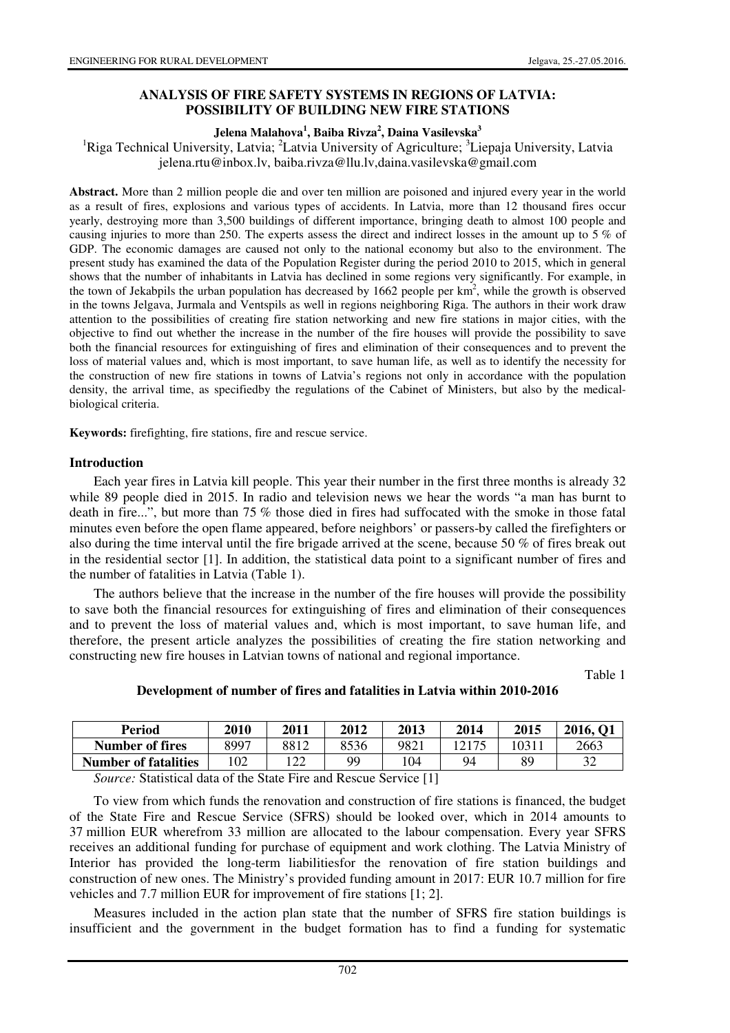# ANALYSIS OF FIRE SAFETY SYSTEMS IN REGIONS OF LATVIA: POSSIBILITY OF BUILDING NEW FIRE STATIONS

**Jelena Malahova[1], Baiba Rivza[2], Daina Vasilevska[3]**

[1]Riga Technical University, Latvia; [2]Latvia University of Agriculture; [3]Liepaja University, Latvia
jelena.rtu@inbox.lv, baiba.rivza@llu.lv,daina.vasilevska@gmail.com

**Abstract.** More than 2 million people die and over ten million are poisoned and injured every year in the world as a result of fires, explosions and various types of accidents. In Latvia, more than 12 thousand fires occur yearly, destroying more than 3,500 buildings of different importance, bringing death to almost 100 people and causing injuries to more than 250. The experts assess the direct and indirect losses in the amount up to 5 % of GDP. The economic damages are caused not only to the national economy but also to the environment. The present study has examined the data of the Population Register during the period 2010 to 2015, which in general shows that the number of inhabitants in Latvia has declined in some regions very significantly. For example, in the town of Jekabpils the urban population has decreased by 1662 people per km$^2$, while the growth is observed in the towns Jelgava, Jurmala and Ventspils as well in regions neighboring Riga. The authors in their work draw attention to the possibilities of creating fire station networking and new fire stations in major cities, with the objective to find out whether the increase in the number of the fire houses will provide the possibility to save both the financial resources for extinguishing of fires and elimination of their consequences and to prevent the loss of material values and, which is most important, to save human life, as well as to identify the necessity for the construction of new fire stations in towns of Latvia's regions not only in accordance with the population density, the arrival time, as specifiedby the regulations of the Cabinet of Ministers, but also by the medical-biological criteria.

**Keywords:** firefighting, fire stations, fire and rescue service.

## Introduction

Each year fires in Latvia kill people. This year their number in the first three months is already 32 while 89 people died in 2015. In radio and television news we hear the words "a man has burnt to death in fire...", but more than 75 % those died in fires had suffocated with the smoke in those fatal minutes even before the open flame appeared, before neighbors' or passers-by called the firefighters or also during the time interval until the fire brigade arrived at the scene, because 50 % of fires break out in the residential sector [1]. In addition, the statistical data point to a significant number of fires and the number of fatalities in Latvia (Table 1).

The authors believe that the increase in the number of the fire houses will provide the possibility to save both the financial resources for extinguishing of fires and elimination of their consequences and to prevent the loss of material values and, which is most important, to save human life, and therefore, the present article analyzes the possibilities of creating the fire station networking and constructing new fire houses in Latvian towns of national and regional importance.

Table 1

**Development of number of fires and fatalities in Latvia within 2010-2016**

| Period | 2010 | 2011 | 2012 | 2013 | 2014 | 2015 | 2016, Q1 |
|---|---|---|---|---|---|---|---|
| Number of fires | 8997 | 8812 | 8536 | 9821 | 12175 | 10311 | 2663 |
| Number of fatalities | 102 | 122 | 99 | 104 | 94 | 89 | 32 |

*Source:* Statistical data of the State Fire and Rescue Service [1]

To view from which funds the renovation and construction of fire stations is financed, the budget of the State Fire and Rescue Service (SFRS) should be looked over, which in 2014 amounts to 37 million EUR wherefrom 33 million are allocated to the labour compensation. Every year SFRS receives an additional funding for purchase of equipment and work clothing. The Latvia Ministry of Interior has provided the long-term liabilitiesfor the renovation of fire station buildings and construction of new ones. The Ministry's provided funding amount in 2017: EUR 10.7 million for fire vehicles and 7.7 million EUR for improvement of fire stations [1; 2].

Measures included in the action plan state that the number of SFRS fire station buildings is insufficient and the government in the budget formation has to find a funding for systematic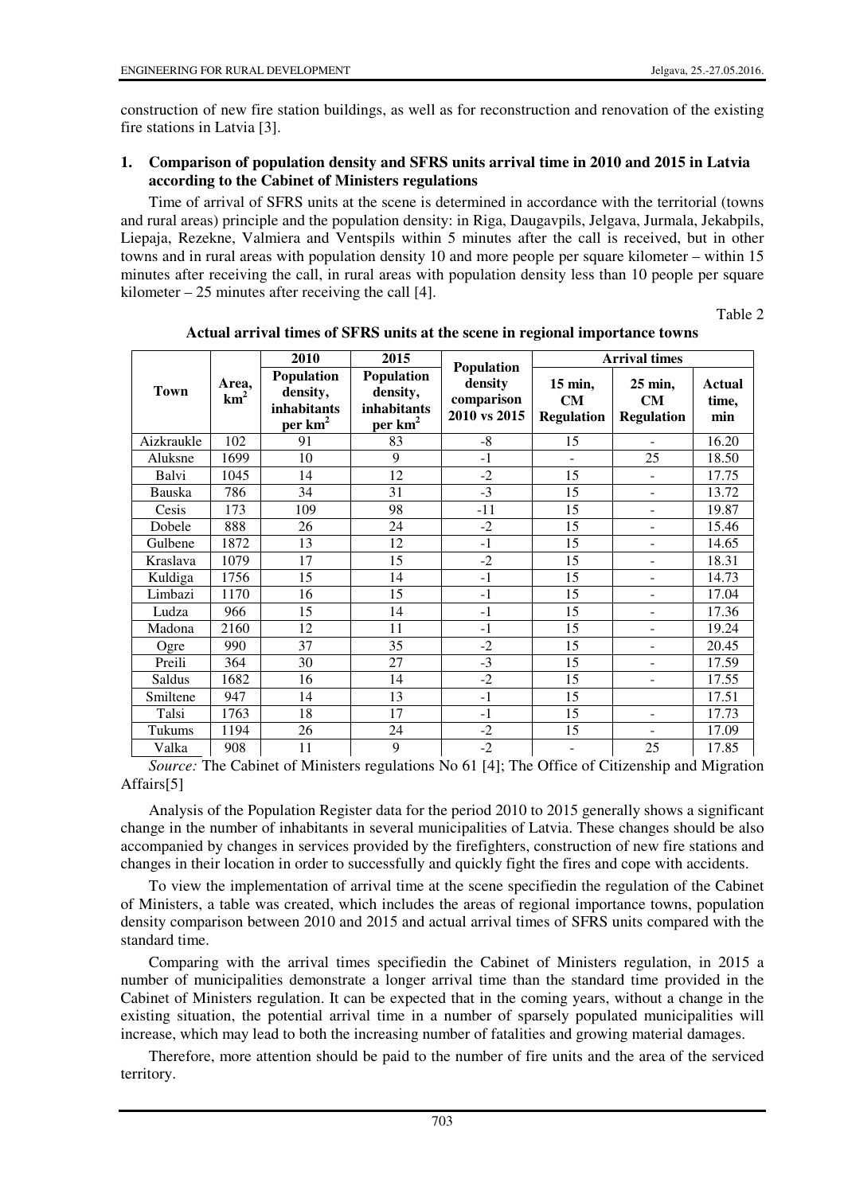construction of new fire station buildings, as well as for reconstruction and renovation of the existing fire stations in Latvia [3].

## 1. Comparison of population density and SFRS units arrival time in 2010 and 2015 in Latvia according to the Cabinet of Ministers regulations

Time of arrival of SFRS units at the scene is determined in accordance with the territorial (towns and rural areas) principle and the population density: in Riga, Daugavpils, Jelgava, Jurmala, Jekabpils, Liepaja, Rezekne, Valmiera and Ventspils within 5 minutes after the call is received, but in other towns and in rural areas with population density 10 and more people per square kilometer – within 15 minutes after receiving the call, in rural areas with population density less than 10 people per square kilometer – 25 minutes after receiving the call [4].

Table 2

**Actual arrival times of SFRS units at the scene in regional importance towns**

| Town | Area, $km^2$ | 2010 Population density, inhabitants per $km^2$ | 2015 Population density, inhabitants per $km^2$ | Population density comparison 2010 vs 2015 | Arrival times | | |
|---|---|---|---|---|---|---|---|
| | | | | | 15 min, CM Regulation | 25 min, CM Regulation | Actual time, min |
| Aizkraukle | 102 | 91 | 83 | -8 | 15 | - | 16.20 |
| Aluksne | 1699 | 10 | 9 | -1 | - | 25 | 18.50 |
| Balvi | 1045 | 14 | 12 | -2 | 15 | - | 17.75 |
| Bauska | 786 | 34 | 31 | -3 | 15 | - | 13.72 |
| Cesis | 173 | 109 | 98 | -11 | 15 | - | 19.87 |
| Dobele | 888 | 26 | 24 | -2 | 15 | - | 15.46 |
| Gulbene | 1872 | 13 | 12 | -1 | 15 | - | 14.65 |
| Kraslava | 1079 | 17 | 15 | -2 | 15 | - | 18.31 |
| Kuldiga | 1756 | 15 | 14 | -1 | 15 | - | 14.73 |
| Limbazi | 1170 | 16 | 15 | -1 | 15 | - | 17.04 |
| Ludza | 966 | 15 | 14 | -1 | 15 | - | 17.36 |
| Madona | 2160 | 12 | 11 | -1 | 15 | - | 19.24 |
| Ogre | 990 | 37 | 35 | -2 | 15 | - | 20.45 |
| Preili | 364 | 30 | 27 | -3 | 15 | - | 17.59 |
| Saldus | 1682 | 16 | 14 | -2 | 15 | - | 17.55 |
| Smiltene | 947 | 14 | 13 | -1 | 15 | | 17.51 |
| Talsi | 1763 | 18 | 17 | -1 | 15 | - | 17.73 |
| Tukums | 1194 | 26 | 24 | -2 | 15 | - | 17.09 |
| Valka | 908 | 11 | 9 | -2 | - | 25 | 17.85 |

*Source:* The Cabinet of Ministers regulations No 61 [4]; The Office of Citizenship and Migration Affairs[5]

Analysis of the Population Register data for the period 2010 to 2015 generally shows a significant change in the number of inhabitants in several municipalities of Latvia. These changes should be also accompanied by changes in services provided by the firefighters, construction of new fire stations and changes in their location in order to successfully and quickly fight the fires and cope with accidents.

To view the implementation of arrival time at the scene specifiedin the regulation of the Cabinet of Ministers, a table was created, which includes the areas of regional importance towns, population density comparison between 2010 and 2015 and actual arrival times of SFRS units compared with the standard time.

Comparing with the arrival times specifiedin the Cabinet of Ministers regulation, in 2015 a number of municipalities demonstrate a longer arrival time than the standard time provided in the Cabinet of Ministers regulation. It can be expected that in the coming years, without a change in the existing situation, the potential arrival time in a number of sparsely populated municipalities will increase, which may lead to both the increasing number of fatalities and growing material damages.

Therefore, more attention should be paid to the number of fire units and the area of the serviced territory.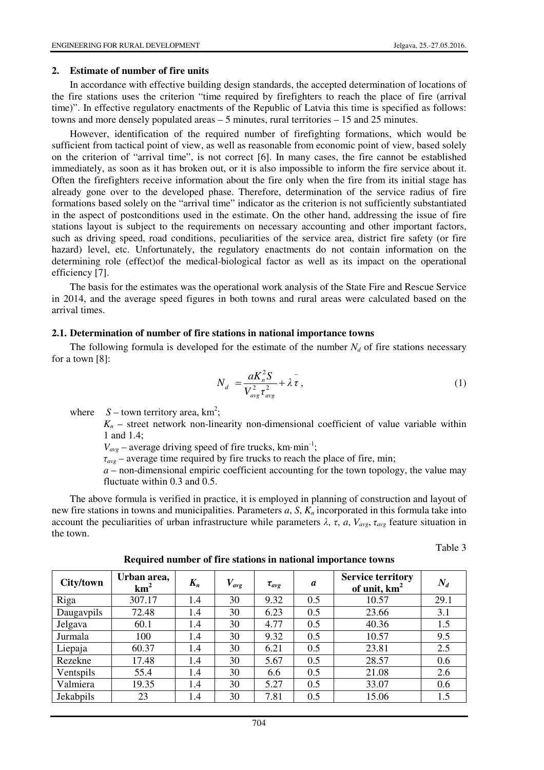## 2. Estimate of number of fire units

In accordance with effective building design standards, the accepted determination of locations of the fire stations uses the criterion "time required by firefighters to reach the place of fire (arrival time)". In effective regulatory enactments of the Republic of Latvia this time is specified as follows: towns and more densely populated areas – 5 minutes, rural territories – 15 and 25 minutes.

However, identification of the required number of firefighting formations, which would be sufficient from tactical point of view, as well as reasonable from economic point of view, based solely on the criterion of "arrival time", is not correct [6]. In many cases, the fire cannot be established immediately, as soon as it has broken out, or it is also impossible to inform the fire service about it. Often the firefighters receive information about the fire only when the fire from its initial stage has already gone over to the developed phase. Therefore, determination of the service radius of fire formations based solely on the "arrival time" indicator as the criterion is not sufficiently substantiated in the aspect of postconditions used in the estimate. On the other hand, addressing the issue of fire stations layout is subject to the requirements on necessary accounting and other important factors, such as driving speed, road conditions, peculiarities of the service area, district fire safety (or fire hazard) level, etc. Unfortunately, the regulatory enactments do not contain information on the determining role (effect)of the medical-biological factor as well as its impact on the operational efficiency [7].

The basis for the estimates was the operational work analysis of the State Fire and Rescue Service in 2014, and the average speed figures in both towns and rural areas were calculated based on the arrival times.

### 2.1. Determination of number of fire stations in national importance towns

The following formula is developed for the estimate of the number $N_d$ of fire stations necessary for a town [8]:

$$N_d = \frac{aK_n^2 S}{V_{avg}^2 \tau_{avg}^2} + \lambda \bar{\tau}, \tag{1}$$

where $S$ – town territory area, km$^2$;

$K_n$ – street network non-linearity non-dimensional coefficient of value variable within 1 and 1.4;

$V_{avg}$ – average driving speed of fire trucks, km·min$^{-1}$;

$\tau_{avg}$ – average time required by fire trucks to reach the place of fire, min;

$a$ – non-dimensional empiric coefficient accounting for the town topology, the value may fluctuate within 0.3 and 0.5.

The above formula is verified in practice, it is employed in planning of construction and layout of new fire stations in towns and municipalities. Parameters $a$, $S$, $K_n$ incorporated in this formula take into account the peculiarities of urban infrastructure while parameters $\lambda$, $\tau$, $a$, $V_{avg}$, $\tau_{avg}$ feature situation in the town.

Table 3

**Required number of fire stations in national importance towns**

| City/town | Urban area, km$^2$ | $K_n$ | $V_{avg}$ | $\tau_{avg}$ | $a$ | Service territory of unit, km$^2$ | $N_d$ |
|---|---|---|---|---|---|---|---|
| Riga | 307.17 | 1.4 | 30 | 9.32 | 0.5 | 10.57 | 29.1 |
| Daugavpils | 72.48 | 1.4 | 30 | 6.23 | 0.5 | 23.66 | 3.1 |
| Jelgava | 60.1 | 1.4 | 30 | 4.77 | 0.5 | 40.36 | 1.5 |
| Jurmala | 100 | 1.4 | 30 | 9.32 | 0.5 | 10.57 | 9.5 |
| Liepaja | 60.37 | 1.4 | 30 | 6.21 | 0.5 | 23.81 | 2.5 |
| Rezekne | 17.48 | 1.4 | 30 | 5.67 | 0.5 | 28.57 | 0.6 |
| Ventspils | 55.4 | 1.4 | 30 | 6.6 | 0.5 | 21.08 | 2.6 |
| Valmiera | 19.35 | 1.4 | 30 | 5.27 | 0.5 | 33.07 | 0.6 |
| Jekabpils | 23 | 1.4 | 30 | 7.81 | 0.5 | 15.06 | 1.5 |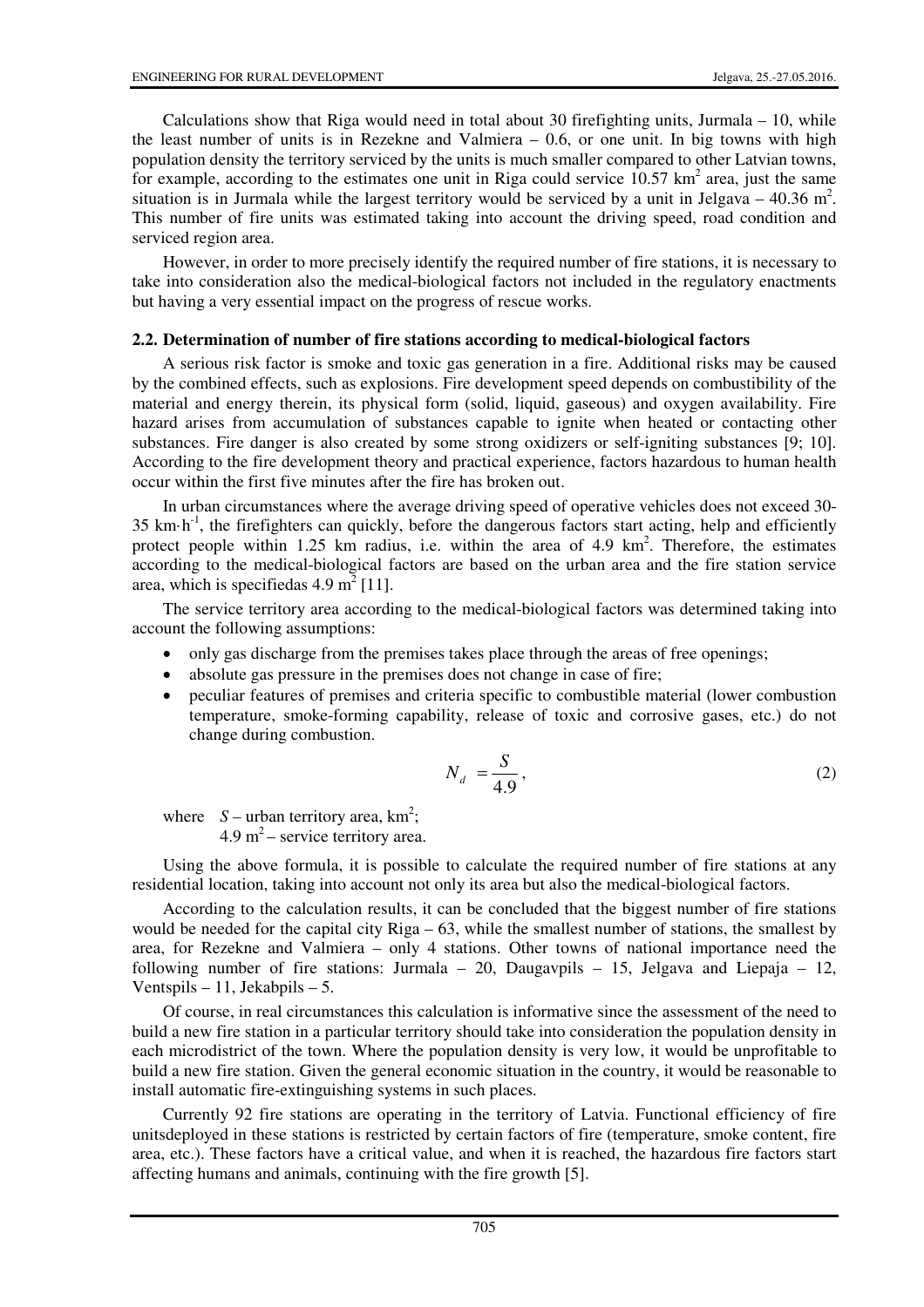Calculations show that Riga would need in total about 30 firefighting units, Jurmala – 10, while the least number of units is in Rezekne and Valmiera – 0.6, or one unit. In big towns with high population density the territory serviced by the units is much smaller compared to other Latvian towns, for example, according to the estimates one unit in Riga could service 10.57 km$^2$ area, just the same situation is in Jurmala while the largest territory would be serviced by a unit in Jelgava – 40.36 m$^2$. This number of fire units was estimated taking into account the driving speed, road condition and serviced region area.

However, in order to more precisely identify the required number of fire stations, it is necessary to take into consideration also the medical-biological factors not included in the regulatory enactments but having a very essential impact on the progress of rescue works.

### 2.2. Determination of number of fire stations according to medical-biological factors

A serious risk factor is smoke and toxic gas generation in a fire. Additional risks may be caused by the combined effects, such as explosions. Fire development speed depends on combustibility of the material and energy therein, its physical form (solid, liquid, gaseous) and oxygen availability. Fire hazard arises from accumulation of substances capable to ignite when heated or contacting other substances. Fire danger is also created by some strong oxidizers or self-igniting substances [9; 10]. According to the fire development theory and practical experience, factors hazardous to human health occur within the first five minutes after the fire has broken out.

In urban circumstances where the average driving speed of operative vehicles does not exceed 30-35 km·h$^{-1}$, the firefighters can quickly, before the dangerous factors start acting, help and efficiently protect people within 1.25 km radius, i.e. within the area of 4.9 km$^2$. Therefore, the estimates according to the medical-biological factors are based on the urban area and the fire station service area, which is specifiedas 4.9 m$^2$ [11].

The service territory area according to the medical-biological factors was determined taking into account the following assumptions:

- only gas discharge from the premises takes place through the areas of free openings;
- absolute gas pressure in the premises does not change in case of fire;
- peculiar features of premises and criteria specific to combustible material (lower combustion temperature, smoke-forming capability, release of toxic and corrosive gases, etc.) do not change during combustion.

$$N_d = \frac{S}{4.9}, \tag{2}$$

where $S$ – urban territory area, km$^2$;
4.9 m$^2$ – service territory area.

Using the above formula, it is possible to calculate the required number of fire stations at any residential location, taking into account not only its area but also the medical-biological factors.

According to the calculation results, it can be concluded that the biggest number of fire stations would be needed for the capital city Riga – 63, while the smallest number of stations, the smallest by area, for Rezekne and Valmiera – only 4 stations. Other towns of national importance need the following number of fire stations: Jurmala – 20, Daugavpils – 15, Jelgava and Liepaja – 12, Ventspils – 11, Jekabpils – 5.

Of course, in real circumstances this calculation is informative since the assessment of the need to build a new fire station in a particular territory should take into consideration the population density in each microdistrict of the town. Where the population density is very low, it would be unprofitable to build a new fire station. Given the general economic situation in the country, it would be reasonable to install automatic fire-extinguishing systems in such places.

Currently 92 fire stations are operating in the territory of Latvia. Functional efficiency of fire unitsdeployed in these stations is restricted by certain factors of fire (temperature, smoke content, fire area, etc.). These factors have a critical value, and when it is reached, the hazardous fire factors start affecting humans and animals, continuing with the fire growth [5].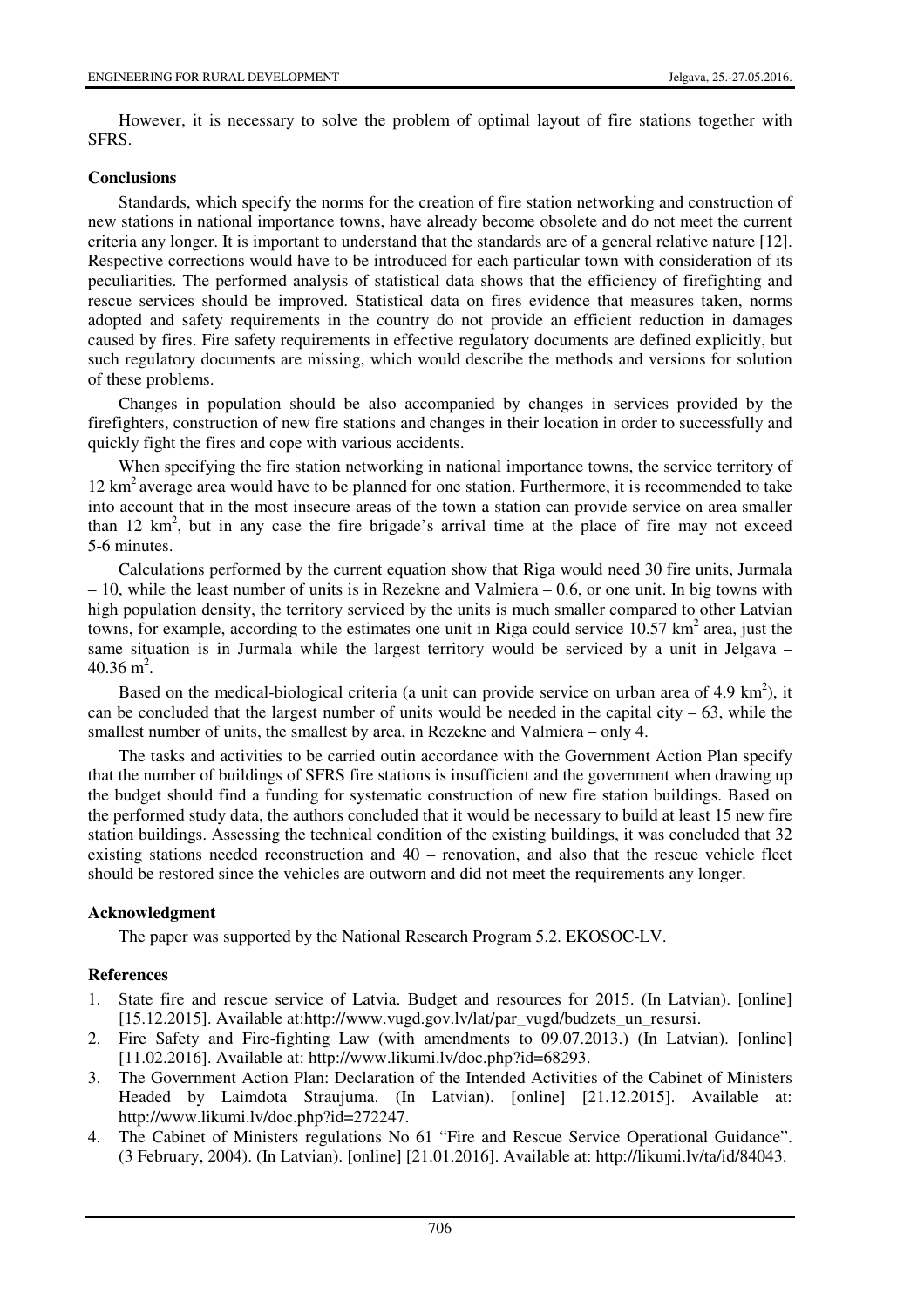However, it is necessary to solve the problem of optimal layout of fire stations together with SFRS.

## Conclusions

Standards, which specify the norms for the creation of fire station networking and construction of new stations in national importance towns, have already become obsolete and do not meet the current criteria any longer. It is important to understand that the standards are of a general relative nature [12]. Respective corrections would have to be introduced for each particular town with consideration of its peculiarities. The performed analysis of statistical data shows that the efficiency of firefighting and rescue services should be improved. Statistical data on fires evidence that measures taken, norms adopted and safety requirements in the country do not provide an efficient reduction in damages caused by fires. Fire safety requirements in effective regulatory documents are defined explicitly, but such regulatory documents are missing, which would describe the methods and versions for solution of these problems.

Changes in population should be also accompanied by changes in services provided by the firefighters, construction of new fire stations and changes in their location in order to successfully and quickly fight the fires and cope with various accidents.

When specifying the fire station networking in national importance towns, the service territory of 12 km$^2$ average area would have to be planned for one station. Furthermore, it is recommended to take into account that in the most insecure areas of the town a station can provide service on area smaller than 12 km$^2$, but in any case the fire brigade's arrival time at the place of fire may not exceed 5-6 minutes.

Calculations performed by the current equation show that Riga would need 30 fire units, Jurmala – 10, while the least number of units is in Rezekne and Valmiera – 0.6, or one unit. In big towns with high population density, the territory serviced by the units is much smaller compared to other Latvian towns, for example, according to the estimates one unit in Riga could service 10.57 km$^2$ area, just the same situation is in Jurmala while the largest territory would be serviced by a unit in Jelgava – 40.36 m$^2$.

Based on the medical-biological criteria (a unit can provide service on urban area of 4.9 km$^2$), it can be concluded that the largest number of units would be needed in the capital city – 63, while the smallest number of units, the smallest by area, in Rezekne and Valmiera – only 4.

The tasks and activities to be carried outin accordance with the Government Action Plan specify that the number of buildings of SFRS fire stations is insufficient and the government when drawing up the budget should find a funding for systematic construction of new fire station buildings. Based on the performed study data, the authors concluded that it would be necessary to build at least 15 new fire station buildings. Assessing the technical condition of the existing buildings, it was concluded that 32 existing stations needed reconstruction and 40 – renovation, and also that the rescue vehicle fleet should be restored since the vehicles are outworn and did not meet the requirements any longer.

## Acknowledgment

The paper was supported by the National Research Program 5.2. EKOSOC-LV.

## References

1. State fire and rescue service of Latvia. Budget and resources for 2015. (In Latvian). [online] [15.12.2015]. Available at:http://www.vugd.gov.lv/lat/par_vugd/budzets_un_resursi.
2. Fire Safety and Fire-fighting Law (with amendments to 09.07.2013.) (In Latvian). [online] [11.02.2016]. Available at: http://www.likumi.lv/doc.php?id=68293.
3. The Government Action Plan: Declaration of the Intended Activities of the Cabinet of Ministers Headed by Laimdota Straujuma. (In Latvian). [online] [21.12.2015]. Available at: http://www.likumi.lv/doc.php?id=272247.
4. The Cabinet of Ministers regulations No 61 "Fire and Rescue Service Operational Guidance". (3 February, 2004). (In Latvian). [online] [21.01.2016]. Available at: http://likumi.lv/ta/id/84043.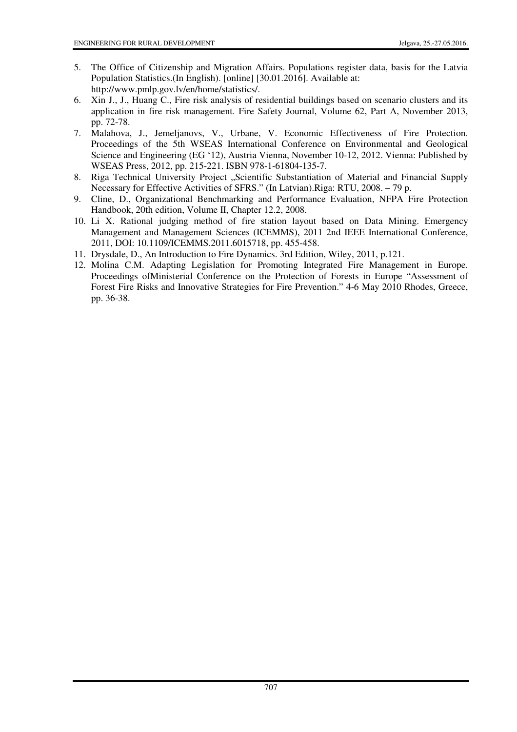5. The Office of Citizenship and Migration Affairs. Populations register data, basis for the Latvia Population Statistics.(In English). [online] [30.01.2016]. Available at: http://www.pmlp.gov.lv/en/home/statistics/.
6. Xin J., J., Huang C., Fire risk analysis of residential buildings based on scenario clusters and its application in fire risk management. Fire Safety Journal, Volume 62, Part A, November 2013, pp. 72-78.
7. Malahova, J., Jemeljanovs, V., Urbane, V. Economic Effectiveness of Fire Protection. Proceedings of the 5th WSEAS International Conference on Environmental and Geological Science and Engineering (EG '12), Austria Vienna, November 10-12, 2012. Vienna: Published by WSEAS Press, 2012, pp. 215-221. ISBN 978-1-61804-135-7.
8. Riga Technical University Project „Scientific Substantiation of Material and Financial Supply Necessary for Effective Activities of SFRS." (In Latvian).Riga: RTU, 2008. – 79 p.
9. Cline, D., Organizational Benchmarking and Performance Evaluation, NFPA Fire Protection Handbook, 20th edition, Volume II, Chapter 12.2, 2008.
10. Li X. Rational judging method of fire station layout based on Data Mining. Emergency Management and Management Sciences (ICEMMS), 2011 2nd IEEE International Conference, 2011, DOI: 10.1109/ICEMMS.2011.6015718, pp. 455-458.
11. Drysdale, D., An Introduction to Fire Dynamics. 3rd Edition, Wiley, 2011, p.121.
12. Molina C.M. Adapting Legislation for Promoting Integrated Fire Management in Europe. Proceedings ofMinisterial Conference on the Protection of Forests in Europe "Assessment of Forest Fire Risks and Innovative Strategies for Fire Prevention." 4-6 May 2010 Rhodes, Greece, pp. 36-38.